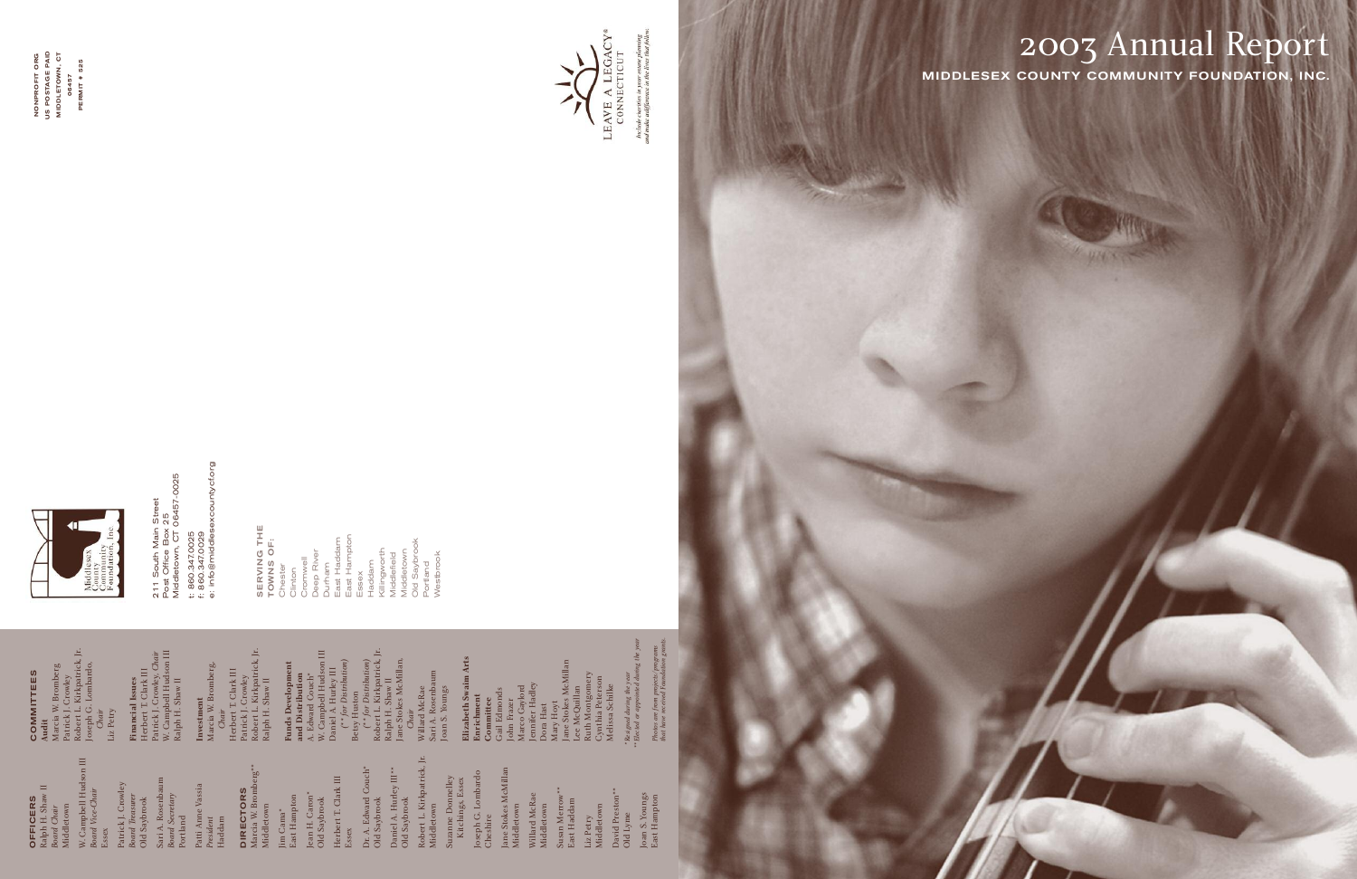# 2003 Annual Report

## MIDDLESEX COUNTY COMMUNITY FOUNDATION, INC.

LEAVE A LEGACY® CONNECTICUT

*Include charities in your estate planning and make a difference in the lives that follow.*

NONPROFIT ORG
US POSTAGE PAID
MIDDLETOWN, CT
06457
PERMIT # 525

Middlesex County Community Foundation, Inc.

211 South Main Street
Post Office Box 25
Middletown, CT 06457-0025

t: 860.347.0025
f: 860.347.0029
e: info@middlesexcountycf.org

**SERVING THE TOWNS OF:**

Chester
Clinton
Cromwell
Deep River
Durham
East Haddam
East Hampton
Essex
Haddam
Killingworth
Middlefield
Middletown
Old Saybrook
Portland
Westbrook

### OFFICERS

Ralph H. Shaw II
*Board Chair*
Middletown

W. Campbell Hudson III
*Board Vice-Chair*
Essex

Patrick J. Crowley
*Board Treasurer*
Old Saybrook

Sari A. Rosenbaum
*Board Secretary*
Portland

Patti Anne Vassia
*President*
Haddam

### DIRECTORS

Marcia W. Bromberg**
Middletown

Jim Cama*
East Hampton

Jean H. Caron*
Old Saybrook

Herbert T. Clark III
Essex

Dr. A. Edward Couch*
Old Saybrook

Daniel A. Hurley III**
Old Saybrook

Robert L. Kirkpatrick, Jr.
Middletown

Suzanne Donnelley Kitchings, Essex

Joseph G. Lombardo
Cheshire

Jane Stokes McMillan
Middletown

Willard McRae
Middletown

Susan Merrow**
East Haddam

Liz Petry
Middletown

David Preston**
Old Lyme

Joan S. Youngs
East Hampton

### COMMITTEES

**Audit**
Marcia W. Bromberg
Patrick J. Crowley
Robert L. Kirkpatrick, Jr.
Joseph G. Lombardo, *Chair*
Liz Petry

**Financial Issues**
Herbert T. Clark III
Patrick J. Crowley, *Chair*
W. Campbell Hudson III
Ralph H. Shaw II

**Investment**
Marcia W. Bromberg, *Chair*
Herbert T. Clark III
Patrick J. Crowley
Robert L. Kirkpatrick, Jr.
Ralph H. Shaw II

**Funds Development and Distribution**
A. Edward Couch*
W. Campbell Hudson III
Daniel A. Hurley III
(* *for Distribution*)
Betty Hinston
(* *for Distribution*)
Robert L. Kirkpatrick, Jr.
Ralph H. Shaw II
Jane Stokes McMillan, *Chair*
Willard McRae
Sari A. Rosenbaum
Joan S. Youngs

**Elizabeth Swain Arts Enrichment Committee**
Gail Edmonds
John Frazer
Marco Gaylord
Jennifer Hadley
Dora Hast
Mary Hoyt
Jane Stokes McMillan
Lee McQuillan
Ruth Montgomery
Cynthia Peterson
Melissa Schilke

**Retired during the year*
***Elected or appointed during the year*

*Photos are from projects/programs that have received Foundation grants.*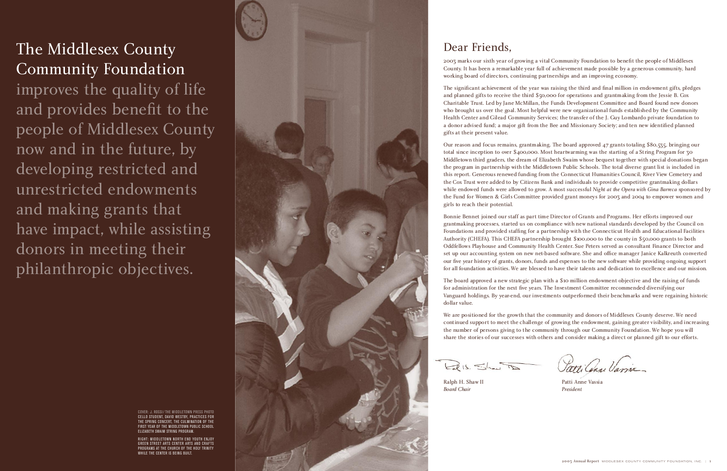# The Middlesex County Community Foundation

improves the quality of life and provides benefit to the people of Middlesex County now and in the future, by developing restricted and unrestricted endowments and making grants that have impact, while assisting donors in meeting their philanthropic objectives.

COVER: J. ROSSI / THE MIDDLETOWN PRESS PHOTO
CELLO STUDENT, DAVID WESTBY, PRACTICES FOR THE SPRING CONCERT, THE CULMINATION OF THE FIRST YEAR OF THE MIDDLETOWN PUBLIC SCHOOL ELIZABETH SWAIM STRING PROGRAM.

RIGHT: MIDDLETOWN NORTH END YOUTH ENJOY GREEN STREET ARTS CENTER ARTS AND CRAFTS PROGRAMS AT THE CHURCH OF THE HOLY TRINITY WHILE THE CENTER IS BEING BUILT.

## Dear Friends,

2003 marks our sixth year of growing a vital Community Foundation to benefit the people of Middlesex County. It has been a remarkable year full of achievement made possible by a generous community, hard working board of directors, continuing partnerships and an improving economy.

The significant achievement of the year was raising the third and final million in endowment gifts, pledges and planned gifts to receive the third $50,000 for operations and grantmaking from the Jessie B. Cox Charitable Trust. Led by Jane McMillan, the Funds Development Committee and Board found new donors who brought us over the goal. Most helpful were new organizational funds established by the Community Health Center and Gilead Community Services; the transfer of the J. Guy Lombardo private foundation to a donor advised fund; a major gift from the Bee and Missionary Society; and ten new identified planned gifts at their present value.

Our reason and focus remains, grantmaking. The board approved 47 grants totaling $80,535, bringing our total since inception to over $400,000. Most heartwarming was the starting of a String Program for 30 Middletown third graders, the dream of Elizabeth Swaim whose bequest together with special donations began the program in partnership with the Middletown Public Schools. The total diverse grant list is included in this report. Generous renewed funding from the Connecticut Humanities Council, River View Cemetery and the Cox Trust were added to by Citizens Bank and individuals to provide competitive grantmaking dollars while endowed funds were allowed to grow. A most successful *Night at the Opera with Gina Barreca* sponsored by the Fund for Women & Girls Committee provided grant moneys for 2003 and 2004 to empower women and girls to reach their potential.

Bonnie Bennet joined our staff as part time Director of Grants and Programs. Her efforts improved our grantmaking processes, started us on compliance with new national standards developed by the Council on Foundations and provided staffing for a partnership with the Connecticut Health and Educational Facilities Authority (CHEFA). This CHEFA partnership brought $100,000 to the county in $50,000 grants to both Oddfellows Playhouse and Community Health Center. Sue Peters served as consultant Finance Director and set up our accounting system on new net-based software. She and office manager Janice Kalkreuth converted our five year history of grants, donors, funds and expenses to the new software while providing ongoing support for all foundation activities. We are blessed to have their talents and dedication to excellence and our mission.

The board approved a new strategic plan with a $10 million endowment objective and the raising of funds for administration for the next five years. The Investment Committee recommended diversifying our Vanguard holdings. By year-end, our investments outperformed their benchmarks and were regaining historic dollar value.

We are positioned for the growth that the community and donors of Middlesex County deserve. We need continued support to meet the challenge of growing the endowment, gaining greater visibility, and increasing the number of persons giving to the community through our Community Foundation. We hope you will share the stories of our successes with others and consider making a direct or planned gift to our efforts.

Ralph H. Shaw II
*Board Chair*

Patti Anne Vassia
*President*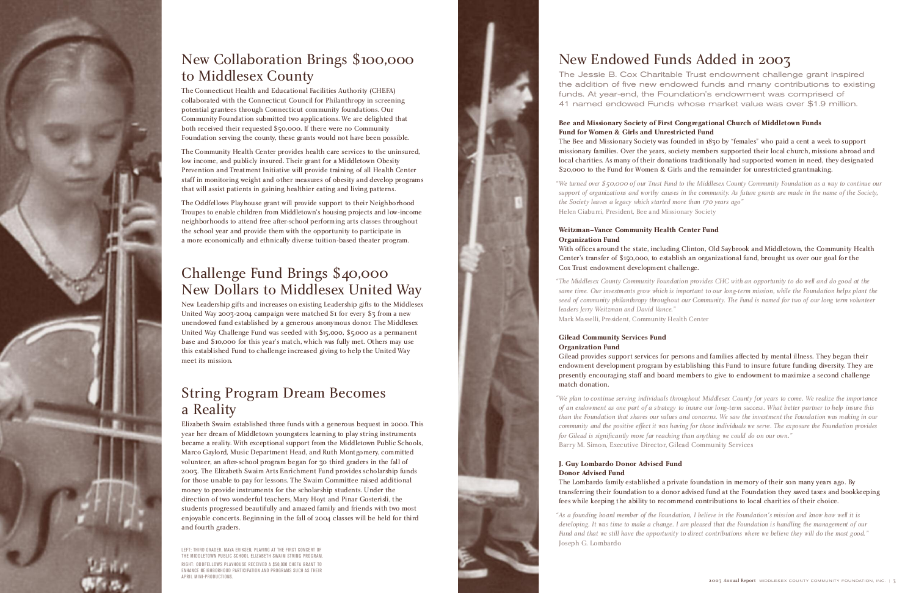## New Collaboration Brings $100,000 to Middlesex County

The Connecticut Health and Educational Facilities Authority (CHEFA) collaborated with the Connecticut Council for Philanthropy in screening potential grantees through Connecticut community foundations. Our Community Foundation submitted two applications. We are delighted that both received their requested $50,000. If there were no Community Foundation serving the county, these grants would not have been possible.

The Community Health Center provides health care services to the uninsured, low income, and publicly insured. Their grant for a Middletown Obesity Prevention and Treatment Initiative will provide training of all Health Center staff in monitoring weight and other measures of obesity and develop programs that will assist patients in gaining healthier eating and living patterns.

The Oddfellows Playhouse grant will provide support to their Neighborhood Troupes to enable children from Middletown's housing projects and low-income neighborhoods to attend free after-school performing arts classes throughout the school year and provide them with the opportunity to participate in a more economically and ethnically diverse tuition-based theater program.

## Challenge Fund Brings $40,000 New Dollars to Middlesex United Way

New Leadership gifts and increases on existing Leadership gifts to the Middlesex United Way 2003-2004 campaign were matched $1 for every $3 from a new unendowed fund established by a generous anonymous donor. The Middlesex United Way Challenge Fund was seeded with $15,000, $5,000 as a permanent base and $10,000 for this year's match, which was fully met. Others may use this established Fund to challenge increased giving to help the United Way meet its mission.

## String Program Dream Becomes a Reality

Elizabeth Swaim established three funds with a generous bequest in 2000. This year her dream of Middletown youngsters learning to play string instruments became a reality. With exceptional support from the Middletown Public Schools, Marco Gaylord, Music Department Head, and Ruth Montgomery, committed volunteer, an after-school program began for 30 third graders in the fall of 2003. The Elizabeth Swaim Arts Enrichment Fund provides scholarship funds for those unable to pay for lessons. The Swaim Committee raised additional money to provide instruments for the scholarship students. Under the direction of two wonderful teachers, Mary Hoyt and Pinar Gosterisli, the students progressed beautifully and amazed family and friends with two most enjoyable concerts. Beginning in the fall of 2004 classes will be held for third and fourth graders.

LEFT: THIRD GRADER, MAYA ERIKSEN, PLAYING AT THE FIRST CONCERT OF THE MIDDLETOWN PUBLIC SCHOOL ELIZABETH SWAIM STRING PROGRAM.

RIGHT: ODDFELLOWS PLAYHOUSE RECEIVED A $50,000 CHEFA GRANT TO ENHANCE NEIGHBORHOOD PARTICIPATION AND PROGRAMS SUCH AS THEIR APRIL MINI-PRODUCTIONS.

## New Endowed Funds Added in 2003

The Jessie B. Cox Charitable Trust endowment challenge grant inspired the addition of five new endowed funds and many contributions to existing funds. At year-end, the Foundation's endowment was comprised of 41 named endowed Funds whose market value was over $1.9 million.

**Bee and Missionary Society of First Congregational Church of Middletown Funds**
**Fund for Women & Girls and Unrestricted Fund**

The Bee and Missionary Society was founded in 1830 by "females" who paid a cent a week to support missionary families. Over the years, society members supported their local church, missions abroad and local charities. As many of their donations traditionally had supported women in need, they designated $20,000 to the Fund for Women & Girls and the remainder for unrestricted grantmaking.

*"We turned over $50,000 of our Trust Fund to the Middlesex County Community Foundation as a way to continue our support of organizations and worthy causes in the community. As future grants are made in the name of the Society, the Society leaves a legacy which started more than 170 years ago"*
Helen Ciaburri, President, Bee and Missionary Society

**Weitzman–Vance Community Health Center Fund**
**Organization Fund**

With offices around the state, including Clinton, Old Saybrook and Middletown, the Community Health Center's transfer of $150,000, to establish an organizational fund, brought us over our goal for the Cox Trust endowment development challenge.

*"The Middlesex County Community Foundation provides CHC with an opportunity to do well and do good at the same time. Our investments grow which is important to our long-term mission, while the Foundation helps plant the seed of community philanthropy throughout our Community. The Fund is named for two of our long term volunteer leaders Jerry Weitzman and David Vance."*
Mark Masselli, President, Community Health Center

**Gilead Community Services Fund**
**Organization Fund**

Gilead provides support services for persons and families affected by mental illness. They began their endowment development program by establishing this Fund to insure future funding diversity. They are presently encouraging staff and board members to give to endowment to maximize a second challenge match donation.

*"We plan to continue serving individuals throughout Middlesex County for years to come. We realize the importance of an endowment as one part of a strategy to insure our long-term success. What better partner to help insure this than the Foundation that shares our values and concerns. We saw the investment the Foundation was making in our community and the positive effect it was having for those individuals we serve. The exposure the Foundation provides for Gilead is significantly more far reaching than anything we could do on our own."*
Barry M. Simon, Executive Director, Gilead Community Services

**J. Guy Lombardo Donor Advised Fund**
**Donor Advised Fund**

The Lombardo family established a private foundation in memory of their son many years ago. By transferring their foundation to a donor advised fund at the Foundation they saved taxes and bookkeeping fees while keeping the ability to recommend contributions to local charities of their choice.

*"As a founding board member of the Foundation, I believe in the Foundation's mission and know how well it is developing. It was time to make a change. I am pleased that the Foundation is handling the management of our Fund and that we still have the opportunity to direct contributions where we believe they will do the most good."*
Joseph G. Lombardo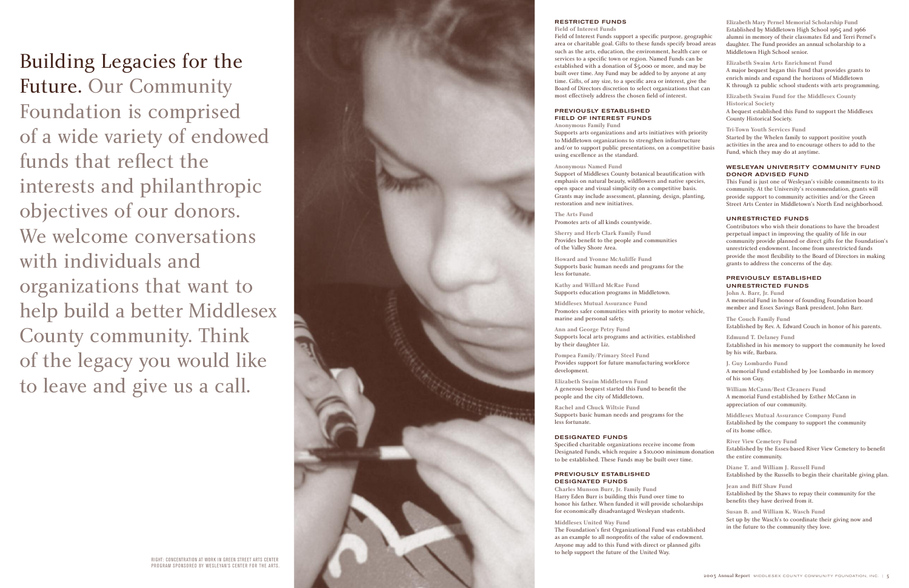# Building Legacies for the Future.

Our Community Foundation is comprised of a wide variety of endowed funds that reflect the interests and philanthropic objectives of our donors. We welcome conversations with individuals and organizations that want to help build a better Middlesex County community. Think of the legacy you would like to leave and give us a call.

RIGHT: CONCENTRATION AT WORK IN GREEN STREET ARTS CENTER PROGRAM SPONSORED BY WESLEYAN'S CENTER FOR THE ARTS.

## RESTRICTED FUNDS

**Field of Interest Funds**

Field of Interest Funds support a specific purpose, geographic area or charitable goal. Gifts to these funds specify broad areas such as the arts, education, the environment, health care or services to a specific town or region. Named Funds can be established with a donation of $5,000 or more, and may be built over time. Any Fund may be added to by anyone at any time. Gifts, of any size, to a specific area or interest, give the Board of Directors discretion to select organizations that can most effectively address the chosen field of interest.

## PREVIOUSLY ESTABLISHED FIELD OF INTEREST FUNDS

**Anonymous Family Fund**
Supports arts organizations and arts initiatives with priority to Middletown organizations to strengthen infrastructure and/or to support public presentations, on a competitive basis using excellence as the standard.

**Anonymous Named Fund**
Support of Middlesex County botanical beautification with emphasis on natural beauty, wildflowers and native species, open space and visual simplicity on a competitive basis. Grants may include assessment, planning, design, planting, restoration and new initiatives.

**The Arts Fund**
Promotes arts of all kinds countywide.

**Sherry and Herb Clark Family Fund**
Provides benefit to the people and communities of the Valley Shore Area.

**Howard and Yvonne McAuliffe Fund**
Supports basic human needs and programs for the less fortunate.

**Kathy and Willard McRae Fund**
Supports education programs in Middletown.

**Middlesex Mutual Assurance Fund**
Promotes safer communities with priority to motor vehicle, marine and personal safety.

**Ann and George Petry Fund**
Supports local arts programs and activities, established by their daughter Liz.

**Pompea Family/Primary Steel Fund**
Provides support for future manufacturing workforce development.

**Elizabeth Swaim Middletown Fund**
A generous bequest started this Fund to benefit the people and the city of Middletown.

**Rachel and Chuck Wiltsie Fund**
Supports basic human needs and programs for the less fortunate.

## DESIGNATED FUNDS

Specified charitable organizations receive income from Designated Funds, which require a $10,000 minimum donation to be established. These Funds may be built over time.

## PREVIOUSLY ESTABLISHED DESIGNATED FUNDS

**Charles Munson Burr, Jr. Family Fund**
Harry Eden Burr is building this Fund over time to honor his father. When funded it will provide scholarships for economically disadvantaged Wesleyan students.

**Middlesex United Way Fund**
The Foundation's first Organizational Fund was established as an example to all nonprofits of the value of endowment. Anyone may add to this Fund with direct or planned gifts to help support the future of the United Way.

**Elizabeth Mary Pernel Memorial Scholarship Fund**
Established by Middletown High School 1965 and 1966 alumni in memory of their classmates Ed and Terri Pernel's daughter. The Fund provides an annual scholarship to a Middletown High School senior.

**Elizabeth Swaim Arts Enrichment Fund**
A major bequest began this Fund that provides grants to enrich minds and expand the horizons of Middletown K through 12 public school students with arts programming.

**Elizabeth Swaim Fund for the Middlesex County Historical Society**
A bequest established this Fund to support the Middlesex County Historical Society.

**Tri-Town Youth Services Fund**
Started by the Whelen family to support positive youth activities in the area and to encourage others to add to the Fund, which they may do at anytime.

## WESLEYAN UNIVERSITY COMMUNITY FUND DONOR ADVISED FUND

This Fund is just one of Wesleyan's visible commitments to its community. At the University's recommendation, grants will provide support to community activities and/or the Green Street Arts Center in Middletown's North End neighborhood.

## UNRESTRICTED FUNDS

Contributors who wish their donations to have the broadest perpetual impact in improving the quality of life in our community provide planned or direct gifts for the Foundation's unrestricted endowment. Income from unrestricted funds provide the most flexibility to the Board of Directors in making grants to address the concerns of the day.

## PREVIOUSLY ESTABLISHED UNRESTRICTED FUNDS

**John A. Barr, Jr. Fund**
A memorial Fund in honor of founding Foundation board member and Essex Savings Bank president, John Barr.

**The Couch Family Fund**
Established by Rev. A. Edward Couch in honor of his parents.

**Edmund T. Delaney Fund**
Established in his memory to support the community he loved by his wife, Barbara.

**J. Guy Lombardo Fund**
A memorial Fund established by Joe Lombardo in memory of his son Guy.

**William McCann/Best Cleaners Fund**
A memorial Fund established by Esther McCann in appreciation of our community.

**Middlesex Mutual Assurance Company Fund**
Established by the company to support the community of its home office.

**River View Cemetery Fund**
Established by the Essex-based River View Cemetery to benefit the entire community.

**Diane T. and William J. Russell Fund**
Established by the Russells to begin their charitable giving plan.

**Jean and Biff Shaw Fund**
Established by the Shaws to repay their community for the benefits they have derived from it.

**Susan B. and William K. Wasch Fund**
Set up by the Wasch's to coordinate their giving now and in the future to the community they love.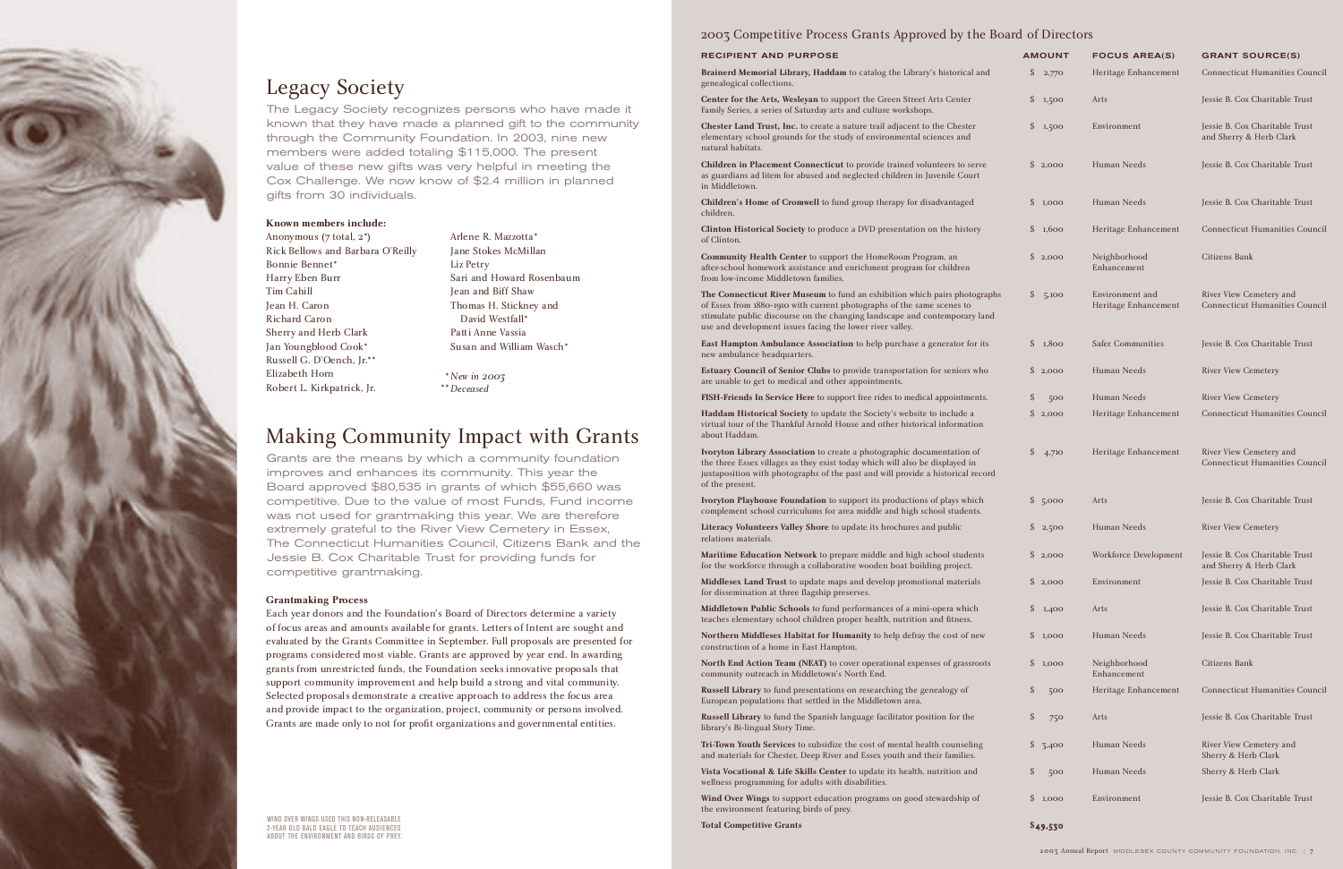## Legacy Society

The Legacy Society recognizes persons who have made it known that they have made a planned gift to the community through the Community Foundation. In 2003, nine new members were added totaling $115,000. The present value of these new gifts was very helpful in meeting the Cox Challenge. We now know of $2.4 million in planned gifts from 30 individuals.

**Known members include:**

Anonymous (7 total, 2*)
Rick Bellows and Barbara O'Reilly
Bonnie Bennet*
Harry Eben Burr
Tim Cahill
Jean H. Caron
Richard Caron
Sherry and Herb Clark
Jan Youngblood Cook*
Russell G. D'Oench, Jr.**
Elizabeth Horn
Robert L. Kirkpatrick, Jr.
Arlene R. Mazzotta*
Jane Stokes McMillan
Liz Petry
Sari and Howard Rosenbaum
Jean and Biff Shaw
Thomas H. Stickney and David Westfall*
Patti Anne Vassia
Susan and William Wasch*

*\*New in 2003*
*\*\*Deceased*

## Making Community Impact with Grants

Grants are the means by which a community foundation improves and enhances its community. This year the Board approved $80,535 in grants of which $55,660 was competitive. Due to the value of most Funds, Fund income was not used for grantmaking this year. We are therefore extremely grateful to the River View Cemetery in Essex, The Connecticut Humanities Council, Citizens Bank and the Jessie B. Cox Charitable Trust for providing funds for competitive grantmaking.

**Grantmaking Process**

Each year donors and the Foundation's Board of Directors determine a variety of focus areas and amounts available for grants. Letters of Intent are sought and evaluated by the Grants Committee in September. Full proposals are presented for programs considered most viable. Grants are approved by year end. In awarding grants from unrestricted funds, the Foundation seeks innovative proposals that support community improvement and help build a strong and vital community. Selected proposals demonstrate a creative approach to address the focus area and provide impact to the organization, project, community or persons involved. Grants are made only to not for profit organizations and governmental entities.

WIND OVER WINGS USED THIS NON-RELEASABLE 2-YEAR OLD BALD EAGLE TO TEACH AUDIENCES ABOUT THE ENVIRONMENT AND BIRDS OF PREY.

## 2003 Competitive Process Grants Approved by the Board of Directors

| RECIPIENT AND PURPOSE | AMOUNT | FOCUS AREA(S) | GRANT SOURCE(S) |
|---|---|---|---|
| **Brainerd Memorial Library, Haddam** to catalog the Library's historical and genealogical collections. | $ 2,770 | Heritage Enhancement | Connecticut Humanities Council |
| **Center for the Arts, Wesleyan** to support the Green Street Arts Center Family Series, a series of Saturday arts and culture workshops. | $ 1,500 | Arts | Jessie B. Cox Charitable Trust |
| **Chester Land Trust, Inc.** to create a nature trail adjacent to the Chester elementary school grounds for the study of environmental sciences and natural habitats. | $ 1,500 | Environment | Jessie B. Cox Charitable Trust and Sherry & Herb Clark |
| **Children in Placement Connecticut** to provide trained volunteers to serve as guardians ad litem for abused and neglected children in Juvenile Court in Middletown. | $ 2,000 | Human Needs | Jessie B. Cox Charitable Trust |
| **Children's Home of Cromwell** to fund group therapy for disadvantaged children. | $ 1,000 | Human Needs | Jessie B. Cox Charitable Trust |
| **Clinton Historical Society** to produce a DVD presentation on the history of Clinton. | $ 1,600 | Heritage Enhancement | Connecticut Humanities Council |
| **Community Health Center** to support the HomeRoom Program, an after-school homework assistance and enrichment program for children from low-income Middletown families. | $ 2,000 | Neighborhood Enhancement | Citizens Bank |
| **The Connecticut River Museum** to fund an exhibition which pairs photographs of Essex from 1880-1910 with current photographs of the same scenes to stimulate public discourse on the changing landscape and contemporary land use and development issues facing the lower river valley. | $ 5,100 | Environment and Heritage Enhancement | River View Cemetery and Connecticut Humanities Council |
| **East Hampton Ambulance Association** to help purchase a generator for its new ambulance headquarters. | $ 1,800 | Safer Communities | Jessie B. Cox Charitable Trust |
| **Estuary Council of Senior Clubs** to provide transportation for seniors who are unable to get to medical and other appointments. | $ 2,000 | Human Needs | River View Cemetery |
| **FISH-Friends In Service Here** to support free rides to medical appointments. | $ 500 | Human Needs | River View Cemetery |
| **Haddam Historical Society** to update the Society's website to include a virtual tour of the Thankful Arnold House and other historical information about Haddam. | $ 2,000 | Heritage Enhancement | Connecticut Humanities Council |
| **Ivoryton Library Association** to create a photographic documentation of the three Essex villages as they exist today which will also be displayed in juxtaposition with photographs of the past and will provide a historical record of the present. | $ 4,710 | Heritage Enhancement | River View Cemetery and Connecticut Humanities Council |
| **Ivoryton Playhouse Foundation** to support its productions of plays which complement school curriculums for area middle and high school students. | $ 5,000 | Arts | Jessie B. Cox Charitable Trust |
| **Literacy Volunteers Valley Shore** to update its brochures and public relations materials. | $ 2,500 | Human Needs | River View Cemetery |
| **Maritime Education Network** to prepare middle and high school students for the workforce through a collaborative wooden boat building project. | $ 2,000 | Workforce Development | Jessie B. Cox Charitable Trust and Sherry & Herb Clark |
| **Middlesex Land Trust** to update maps and develop promotional materials for dissemination at three flagship preserves. | $ 2,000 | Environment | Jessie B. Cox Charitable Trust |
| **Middletown Public Schools** to fund performances of a mini-opera which teaches elementary school children proper health, nutrition and fitness. | $ 1,400 | Arts | Jessie B. Cox Charitable Trust |
| **Northern Middlesex Habitat for Humanity** to help defray the cost of new construction of a home in East Hampton. | $ 1,000 | Human Needs | Jessie B. Cox Charitable Trust |
| **North End Action Team (NEAT)** to cover operational expenses of grassroots community outreach in Middletown's North End. | $ 1,000 | Neighborhood Enhancement | Citizens Bank |
| **Russell Library** to fund presentations on researching the genealogy of European populations that settled in the Middletown area. | $ 500 | Heritage Enhancement | Connecticut Humanities Council |
| **Russell Library** to fund the Spanish language facilitator position for the library's Bi-lingual Story Time. | $ 750 | Arts | Jessie B. Cox Charitable Trust |
| **Tri-Town Youth Services** to subsidize the cost of mental health counseling and materials for Chester, Deep River and Essex youth and their families. | $ 3,400 | Human Needs | River View Cemetery and Sherry & Herb Clark |
| **Vista Vocational & Life Skills Center** to update its health, nutrition and wellness programming for adults with disabilities. | $ 500 | Human Needs | Sherry & Herb Clark |
| **Wind Over Wings** to support education programs on good stewardship of the environment featuring birds of prey. | $ 1,000 | Environment | Jessie B. Cox Charitable Trust |
| **Total Competitive Grants** | **$49,530** | | |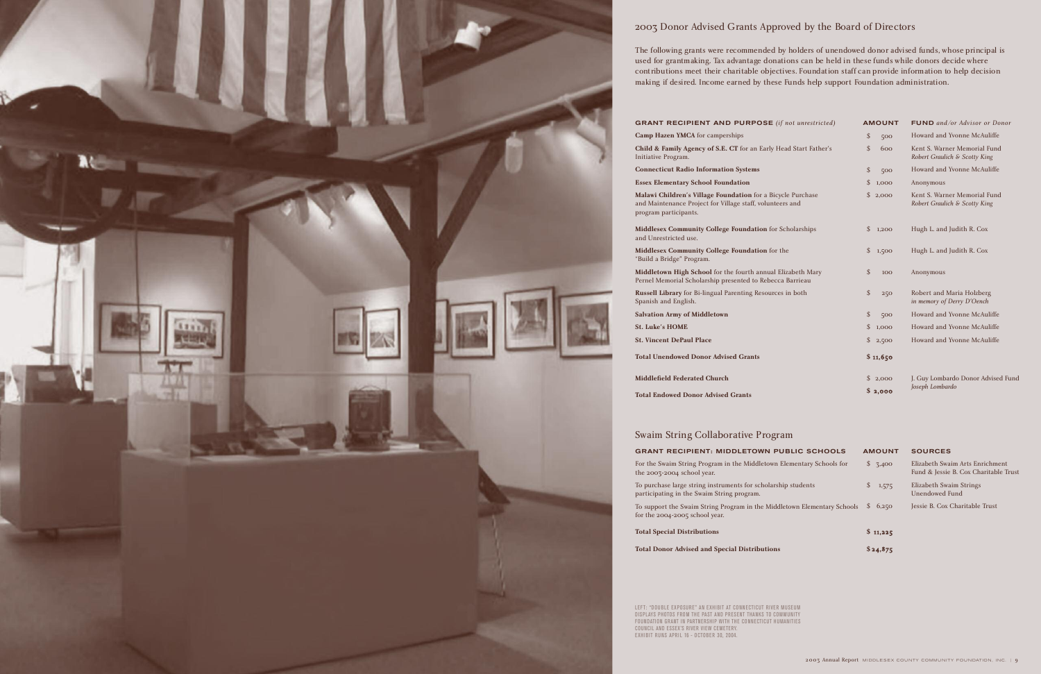## 2003 Donor Advised Grants Approved by the Board of Directors

The following grants were recommended by holders of unendowed donor advised funds, whose principal is used for grantmaking. Tax advantage donations can be held in these funds while donors decide where contributions meet their charitable objectives. Foundation staff can provide information to help decision making if desired. Income earned by these Funds help support Foundation administration.

| GRANT RECIPIENT AND PURPOSE *(if not unrestricted)* | AMOUNT | FUND *and/or Advisor or Donor* |
|---|---|---|
| **Camp Hazen YMCA** for camperships | $ 500 | Howard and Yvonne McAuliffe |
| **Child & Family Agency of S.E. CT** for an Early Head Start Father's Initiative Program. | $ 600 | Kent S. Warner Memorial Fund *Robert Graulich & Scotty King* |
| **Connecticut Radio Information Systems** | $ 500 | Howard and Yvonne McAuliffe |
| **Essex Elementary School Foundation** | $ 1,000 | Anonymous |
| **Malawi Children's Village Foundation** for a Bicycle Purchase and Maintenance Project for Village staff, volunteers and program participants. | $ 2,000 | Kent S. Warner Memorial Fund *Robert Graulich & Scotty King* |
| **Middlesex Community College Foundation** for Scholarships and Unrestricted use. | $ 1,200 | Hugh L. and Judith R. Cox |
| **Middlesex Community College Foundation** for the "Build a Bridge" Program. | $ 1,500 | Hugh L. and Judith R. Cox |
| **Middletown High School** for the fourth annual Elizabeth Mary Pernel Memorial Scholarship presented to Rebecca Barrieau | $ 100 | Anonymous |
| **Russell Library** for Bi-lingual Parenting Resources in both Spanish and English. | $ 250 | Robert and Maria Holzberg *in memory of Derry D'Oench* |
| **Salvation Army of Middletown** | $ 500 | Howard and Yvonne McAuliffe |
| **St. Luke's HOME** | $ 1,000 | Howard and Yvonne McAuliffe |
| **St. Vincent DePaul Place** | $ 2,500 | Howard and Yvonne McAuliffe |
| **Total Unendowed Donor Advised Grants** | **$ 11,650** | |
| **Middlefield Federated Church** | $ 2,000 | J. Guy Lombardo Donor Advised Fund *Joseph Lombardo* |
| **Total Endowed Donor Advised Grants** | **$ 2,000** | |

## Swaim String Collaborative Program

| GRANT RECIPIENT: MIDDLETOWN PUBLIC SCHOOLS | AMOUNT | SOURCES |
|---|---|---|
| For the Swaim String Program in the Middletown Elementary Schools for the 2003-2004 school year. | $ 3,400 | Elizabeth Swaim Arts Enrichment Fund & Jessie B. Cox Charitable Trust |
| To purchase large string instruments for scholarship students participating in the Swaim String program. | $ 1,575 | Elizabeth Swaim Strings Unendowed Fund |
| To support the Swaim String Program in the Middletown Elementary Schools for the 2004-2005 school year. | $ 6,250 | Jessie B. Cox Charitable Trust |
| **Total Special Distributions** | **$ 11,225** | |
| **Total Donor Advised and Special Distributions** | **$ 24,875** | |

LEFT: "DOUBLE EXPOSURE" AN EXHIBIT AT CONNECTICUT RIVER MUSEUM DISPLAYS PHOTOS FROM THE PAST AND PRESENT THANKS TO COMMUNITY FOUNDATION GRANT IN PARTNERSHIP WITH THE CONNECTICUT HUMANITIES COUNCIL AND ESSEX'S RIVER VIEW CEMETERY. EXHIBIT RUNS APRIL 16 - OCTOBER 30, 2004.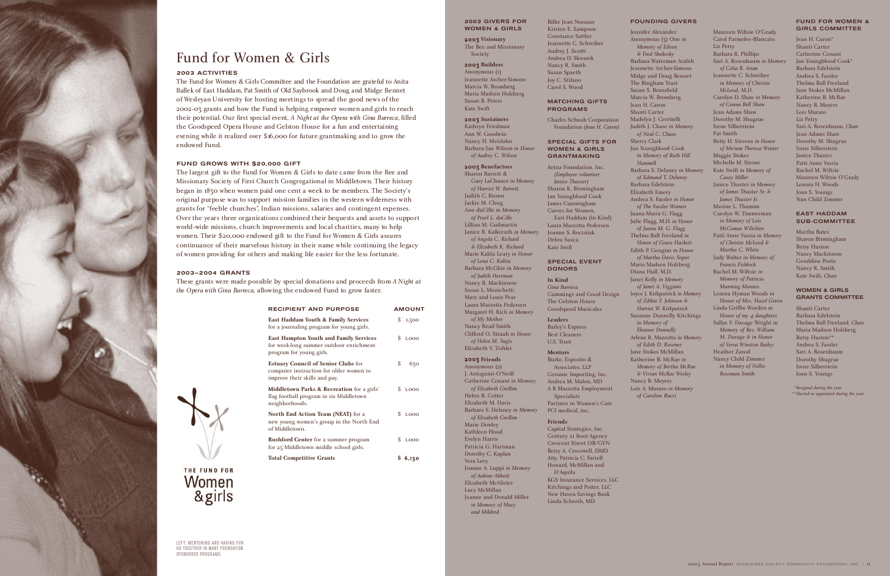# Fund for Women & Girls

## 2003 ACTIVITIES

The Fund for Women & Girls Committee and the Foundation are grateful to Anita Ballek of East Haddam, Pat Smith of Old Saybrook and Doug and Midge Bennet of Wesleyan University for hosting meetings to spread the good news of the 2002-03 grants and how the Fund is helping empower women and girls to reach their potential. Our first special event, *A Night at the Opera with Gina Barreca*, filled the Goodspeed Opera House and Gelston House for a fun and entertaining evening while it realized over $16,000 for future grantmaking and to grow the endowed Fund.

## FUND GROWS WITH $20,000 GIFT

The largest gift to the Fund for Women & Girls to date came from the Bee and Missionary Society of First Church Congregational in Middletown. Their history began in 1830 when women paid one cent a week to be members. The Society's original purpose was to support mission families in the western wilderness with grants for "feeble churches", Indian missions, salaries and contingent expenses. Over the years three organizations combined their bequests and assets to support world-wide missions, church improvements and local charities, many to help women. Their $20,000 endowed gift to the Fund for Women & Girls assures continuance of their marvelous history in their name while continuing the legacy of women providing for others and making life easier for the less fortunate.

## 2003–2004 GRANTS

These grants were made possible by special donations and proceeds from *A Night at the Opera with Gina Barreca*, allowing the endowed Fund to grow faster.

| RECIPIENT AND PURPOSE | AMOUNT |
|---|---|
| **East Haddam Youth & Family Services** for a journaling program for young girls. | $ 1,500 |
| **East Hampton Youth and Family Services** for week-long summer outdoor enrichment program for young girls. | $ 1,000 |
| **Estuary Council of Senior Clubs** for computer instruction for older women to improve their skills and pay. | $ 630 |
| **Middletown Parks & Recreation** for a girls' flag football program in six Middletown neighborhoods. | $ 1,000 |
| **North End Action Team (NEAT)** for a new young women's group in the North End of Middletown. | $ 1,000 |
| **Rushford Center** for a summer program for 25 Middletown middle school girls. | $ 1,000 |
| **Total Competitive Grants** | **$ 6,130** |

THE FUND FOR Women & girls

LEFT: MENTORING AND HAVING FUN GO TOGETHER IN MANY FOUNDATION SPONSORED PROGRAMS.

## 2003 GIVERS FOR WOMEN & GIRLS

**2003 Visionary**
The Bee and Missionary Society

**2003 Builders**
Anonymous (1)
Jeannette Archer-Simons
Marcia W. Bromberg
Maria Madsen Holzberg
Susan B. Peters
Kate Swift

**2003 Sustainers**
Kathryn Friedman
Ann W. Goodwin
Nancy H. Meislahn
Barbara-Jan Wilson *in Honor of Audrey C. Wilson*

**2003 Benefactors**
Sharon Barrett & Gary LaChance *in Memory of Harriet W. Barrett*
Judith C. Brown
Jackie M. Cleeg
Ann duCille *in Memory of Pearl L. duCille*
Lillian M. Guilmartin
Janice R. Kalkreuth *in Memory of Angela C. Richard & Elizabeth K. Richard*
Marie Kalita Leary *in Honor of Lena C. Kalita*
Barbara McGhie *in Memory of Judith Herrman*
Nancy B. Mackinnon
Susan L. Menichetti
Mary and Louis Pear
Laura Mazzotta Pedersen
Margaret H. Rich *in Memory of My Mother*
Nancy Read Smith
Clifford O. Straub *in Honor of Helen M. Vagts*
Elizabeth V. Tishler

**2003 Friends**
Anonymous (2)
J. Antognini-O'Neill
Catherine Conant *in Memory of Elizabeth Gwillim*
Helen R. Cotter
Elizabeth M. Davis
Barbara S. Delaney *in Memory of Elizabeth Gwillim*
Marie Dowley
Kathleen Flood
Evelyn Harris
Patricia G. Hartman
Dorothy C. Kaplan
Vera Levy
Joanne A. Luppi *in Memory of Aubine Abbott*
Elizabeth McAlister
Lucy McMillan
Jeanne and Donald Miller *in Memory of Mary and Mildred*
Billie Jean Noonan
Kristen E. Sampson
Constance Sattler
Jeannette C. Schreiber
Audrey J. Scotti
Andrea D. Skwarek
Nancy R. Smith
Susan Spaeth
Joy C. Stifano
Carol S. Wood

## MATCHING GIFTS PROGRAMS

Charles Schwab Corporation Foundation *(Jean H. Caron)*

## SPECIAL GIFTS FOR WOMEN & GIRLS GRANTMAKING

Aetna Foundation, Inc. *(Employee volunteer Janice Thaxter)*
Sharon K. Birmingham
Jan Youngblood Cook
James Cunningham
Curves for Women, East Haddam (In Kind)
Laura Mazzotta Pedersen
Joanne S. Roczniak
Debra Susca
Kate Swift

## SPECIAL EVENT DONORS

**In Kind**
*Gina Barreca*
Cummings and Good Design
The Gelston House
Goodspeed Musicales

**Leaders**
Bailey's Express
Best Cleaners
U.S. Trust

**Mentors**
Burke, Esposito & Associates, LLP
Ceramic Importing, Inc.
Andrea M. Malon, MD
A R Mazzotta Employment Specialists
Partners in Women's Care
PCI medical, inc.

**Friends**
Capital Strategies, Inc.
Century 21 Root Agency
Crescent Street OB/GYN
Betsy A. Crosswell, DMD
Atty. Patricia C. Farrell
Howard, McMillan and D'Aquila
KGS Insurance Services, LLC
Kitchings and Potter, LLC
New Haven Savings Bank
Linda Schroth, MD

## FOUNDING GIVERS

Jennifer Alexander
Anonymous (3) One *in Memory of Eileen & Fred Shekosky*
Barbara Waterman Arafeh
Jeannette Archer-Simons
Midge and Doug Bennet
The Bingham Trust
Susan S. Bransfield
Marcia W. Bromberg
Jean H. Caron
Shanti Carter
Madelyn J. Cerritelli
Judith J. Chase *in Memory of Neal C. Chase*
Sherry Clark
Jan Youngblood Cook *in Memory of Ruth Hill Hammill*
Barbara S. Delaney *in Memory of Edmund T. Delaney*
Barbara Edelstein
Elizabeth Emery
Andrea S. Fassler *in Honor of The Fassler Women*
Juana Maria G. Flagg
Julie Flagg, M.D. *in Honor of Juana M. G. Flagg*
Thelma Ball Freeland *in Honor of Grace Hackett*
Edith P. Gengras *in Honor of Martha Davis Soper*
Maria Madsen Holzberg
Diana Hull, M.D.
Janet Kelly *in Memory of Janet A. Viggiani*
Joyce J. Kirkpatrick *in Memory of Zibbie F. Johnson & Harriet W. Kirkpatrick*
Suzanne Donnelly Kitchings *in Memory of Eleanor Donnelly*
Arlene R. Mazzotta *in Memory of Edith D. Rosener*
Jane Stokes McMillan
Katherine B. McRae *in Memory of Bertha McRae & Vivian McRae Wesley*
Nancy B. Meyers
Lois A. Muraro *in Memory of Caroline Rucci*
Maureen Wiltsie O'Grady
Carol Parmelee-Blancato
Liz Petry
Barbara R. Phillips
Sari A. Rosenbaum *in Memory of Celia B. Arum*
Jeannette C. Schreiber *in Memory of Christie McLeod, M.D.*
Carolyn D. Shaw *in Memory of Conna Bell Shaw*
Jean Adams Shaw
Dorothy M. Shugrue
Irene Silberstein
Pat Smith
Betty H. Stevens *in Honor of Miriam Theresa Winter*
Maggie Stokes
Michelle M. Stronz
Kate Swift *in Memory of Casey Miller*
Janice Thaxter *in Memory of James Thaxter Sr. & James Thaxter Jr.*
Maxine L. Thumim
Carolyn W. Timmerman *in Memory of Lois McComas Wiltshire*
Patti Anne Vassia *in Memory of Christie McLeod & Martha C. White*
Judy Walter *in Memory of Francis Fishlock*
Rachel M. Wiltsie *in Memory of Patricia Manning Mannix*
Lenora Hyman Woods *in Honor of Mrs. Hazel Green*
Linda Griffin Worden *in Honor of my 4 daughters*
Sallye V. Davage Wright *in Memory of Rev. William M. Davage & in Honor of Versa Winston Bailey*
Heather Zavod
Nancy Child Zimmer *in Memory of Nellie Rossman Smith*

## FUND FOR WOMEN & GIRLS COMMITTEE

Jean H. Caron*
Shanti Carter
Catherine Conant
Jan Youngblood Cook*
Barbara Edelstein
Andrea S. Fassler
Thelma Ball Freeland
Jane Stokes McMillan
Katherine B. McRae
Nancy B. Meyers
Lois Muraro
Liz Petry
Sari A. Rosenbaum, *Chair*
Jean Adams Shaw
Dorothy M. Shugrue
Irene Silberstein
Janice Thaxter
Patti Anne Vassia
Rachel M. Wiltsie
Maureen Wiltsie O'Grady
Lenora H. Woods
Joan S. Youngs
Nan Child Zimmer

## EAST HADDAM SUB-COMMITTEE

Martha Bates
Sharon Birmingham
Betsy Huston
Nancy Mackinnon
Geraldine Porto
Nancy R. Smith
Kate Swift, *Chair*

## WOMEN & GIRLS GRANTS COMMITTEE

Shanti Carter
Barbara Edelstein
Thelma Ball Freeland, *Chair*
Maria Madsen Holzberg
Betsy Huston**
Andrea S. Fassler
Sari A. Rosenbaum
Dorothy Shugrue
Irene Silberstein
Joan S. Youngs

*\*Resigned during the year*
*\*\*Elected or appointed during the year*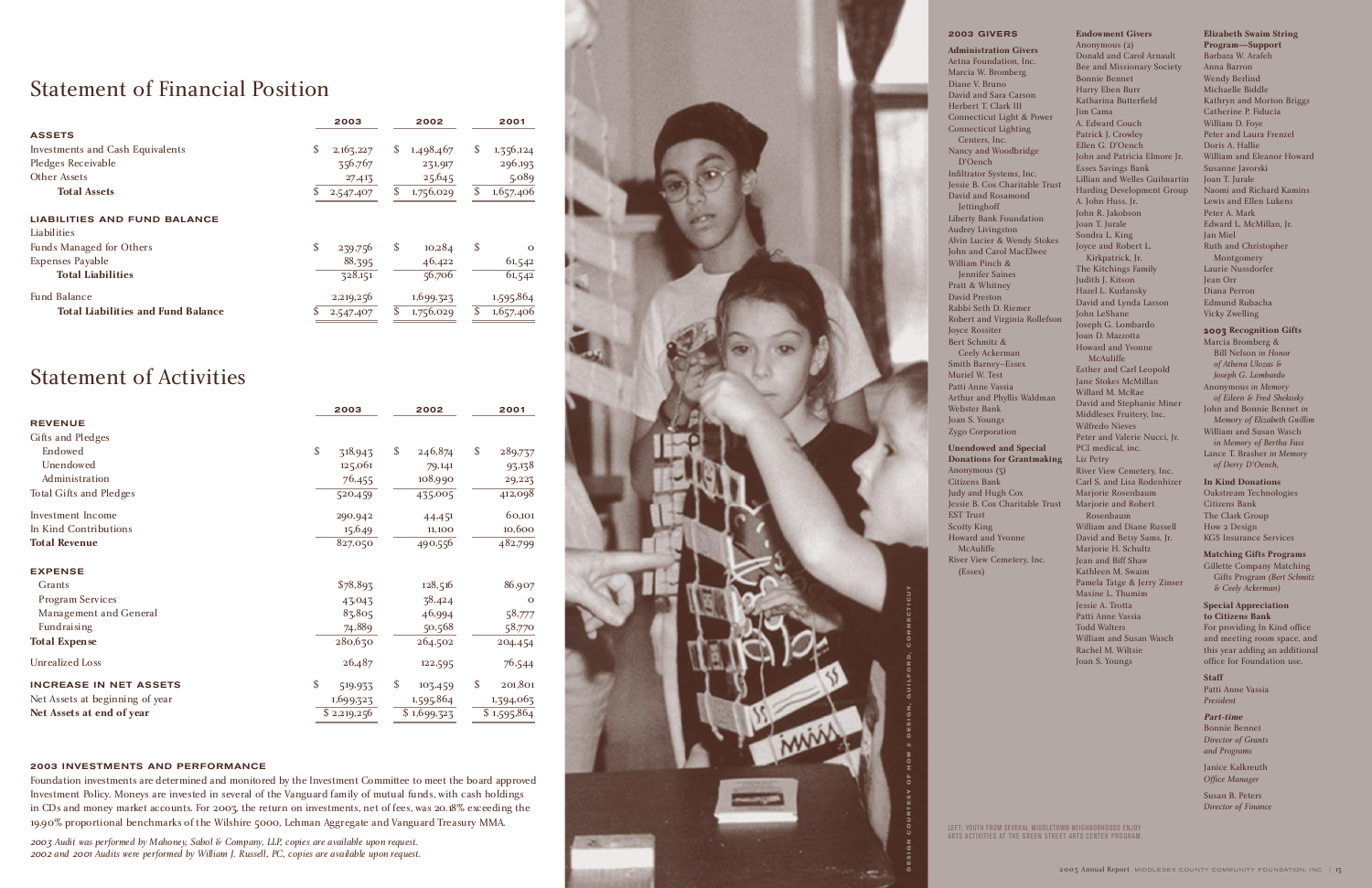# Statement of Financial Position

| | 2003 | 2002 | 2001 |
|---|---|---|---|
| **ASSETS** | | | |
| Investments and Cash Equivalents | $ 2,163,227 | $ 1,498,467 | $ 1,356,124 |
| Pledges Receivable | 356,767 | 231,917 | 296,193 |
| Other Assets | 27,413 | 25,645 | 5,089 |
| **Total Assets** | $ 2,547,407 | $ 1,756,029 | $ 1,657,406 |
| **LIABILITIES AND FUND BALANCE** | | | |
| Liabilities | | | |
| Funds Managed for Others | $ 239,756 | $ 10,284 | $ 0 |
| Expenses Payable | 88,395 | 46,422 | 61,542 |
| **Total Liabilities** | 328,151 | 56,706 | 61,542 |
| Fund Balance | 2,219,256 | 1,699,323 | 1,595,864 |
| **Total Liabilities and Fund Balance** | $ 2,547,407 | $ 1,756,029 | $ 1,657,406 |

# Statement of Activities

| | 2003 | 2002 | 2001 |
|---|---|---|---|
| **REVENUE** | | | |
| Gifts and Pledges | | | |
| Endowed | $ 318,943 | $ 246,874 | $ 289,737 |
| Unendowed | 125,061 | 79,141 | 93,138 |
| Administration | 76,455 | 108,990 | 29,223 |
| Total Gifts and Pledges | 520,459 | 435,005 | 412,098 |
| Investment Income | 290,942 | 44,451 | 60,101 |
| In Kind Contributions | 15,649 | 11,100 | 10,600 |
| **Total Revenue** | 827,050 | 490,556 | 482,799 |
| **EXPENSE** | | | |
| Grants | $78,893 | 128,516 | 86,907 |
| Program Services | 43,043 | 38,424 | 0 |
| Management and General | 83,805 | 46,994 | 58,777 |
| Fundraising | 74,889 | 50,568 | 58,770 |
| **Total Expense** | 280,630 | 264,502 | 204,454 |
| Unrealized Loss | 26,487 | 122,595 | 76,544 |
| **INCREASE IN NET ASSETS** | $ 519,933 | $ 103,459 | $ 201,801 |
| Net Assets at beginning of year | 1,699,323 | 1,595,864 | 1,394,063 |
| **Net Assets at end of year** | $ 2,219,256 | $ 1,699,323 | $ 1,595,864 |

### 2003 INVESTMENTS AND PERFORMANCE

Foundation investments are determined and monitored by the Investment Committee to meet the board approved Investment Policy. Moneys are invested in several of the Vanguard family of mutual funds, with cash holdings in CDs and money market accounts. For 2003, the return on investments, net of fees, was 20.18% exceeding the 19.90% proportional benchmarks of the Wilshire 5000, Lehman Aggregate and Vanguard Treasury MMA.

*2003 Audit was performed by Mahoney, Sabol & Company, LLP, copies are available upon request.*
*2002 and 2001 Audits were performed by William J. Russell, PC, copies are available upon request.*

DESIGN COURTESY OF HOW 2 DESIGN, GUILFORD, CONNECTICUT

### 2003 GIVERS

**Administration Givers**
Aetna Foundation, Inc.
Marcia W. Bromberg
Diane V. Bruno
David and Sara Carson
Herbert T. Clark III
Connecticut Light & Power
Connecticut Lighting Centers, Inc.
Nancy and Woodbridge D'Oench
Infiltrator Systems, Inc.
Jessie B. Cox Charitable Trust
David and Rosamond Jettinghoff
Liberty Bank Foundation
Audrey Livingston
Alvin Lucier & Wendy Stokes
John and Carol MacElwee
William Pinch & Jennifer Saines
Pratt & Whitney
David Preston
Rabbi Seth D. Riemer
Robert and Virginia Rollefson
Joyce Rossiter
Bert Schmitz & Ceely Ackerman
Smith Barney–Essex
Muriel W. Test
Patti Anne Vassia
Arthur and Phyllis Waldman
Webster Bank
Joan S. Youngs
Zygo Corporation

**Unendowed and Special Donations for Grantmaking**
Anonymous (5)
Citizens Bank
Judy and Hugh Cox
Jessie B. Cox Charitable Trust
EST Trust
Scotty King
Howard and Yvonne McAuliffe
River View Cemetery, Inc. (Essex)

**Endowment Givers**
Anonymous (2)
Donald and Carol Arnault
Bee and Missionary Society
Bonnie Bennet
Harry Eben Burr
Katharina Butterfield
Jim Cama
A. Edward Couch
Patrick J. Crowley
Ellen G. D'Oench
John and Patricia Elmore Jr.
Essex Savings Bank
Lillian and Welles Guilmartin
Harding Development Group
A. John Huss, Jr.
John R. Jakobson
Joan T. Jurale
Sondra L. King
Joyce and Robert L. Kirkpatrick, Jr.
The Kitchings Family
Judith J. Kitson
Hazel L. Kurlansky
David and Lynda Larson
John LeShane
Joseph G. Lombardo
Joan D. Mazzotta
Howard and Yvonne McAuliffe
Esther and Carl Leopold
Jane Stokes McMillan
Willard M. McRae
David and Stephanie Miner
Middlesex Fruitery, Inc.
Wilfredo Nieves
Peter and Valerie Nucci, Jr.
PCI medical, inc.
Liz Petry
River View Cemetery, Inc.
Carl S. and Lisa Rodenhizer
Marjorie Rosenbaum
Marjorie and Robert Rosenbaum
William and Diane Russell
David and Betsy Sams, Jr.
Marjorie H. Schultz
Jean and Biff Shaw
Kathleen M. Swaim
Pamela Tatge & Jerry Zinser
Maxine L. Thumim
Jessie A. Trotta
Patti Anne Vassia
Todd Walters
William and Susan Wasch
Rachel M. Wiltsie
Joan S. Youngs

**Elizabeth Swaim String Program—Support**
Barbara W. Arafeh
Anna Barron
Wendy Berlind
Michaelle Biddle
Kathryn and Morton Briggs
Catherine P. Fiducia
William D. Foye
Peter and Laura Frenzel
Doris A. Hallie
William and Eleanor Howard
Susanne Javorski
Joan T. Jurale
Naomi and Richard Kamins
Lewis and Ellen Lukens
Peter A. Mark
Edward L. McMillan, Jr.
Jan Miel
Ruth and Christopher Montgomery
Laurie Nussdorfer
Jean Orr
Diana Perron
Edmund Rubacha
Vicky Zwelling

**2003 Recognition Gifts**
Marcia Bromberg & Bill Nelson *in Honor of Athena Ulozas & Joseph G. Lombardo*
Anonymous *in Memory of Eileen & Fred Shekosky*
John and Bonnie Bennet *in Memory of Elizabeth Gwillim*
William and Susan Wasch *in Memory of Bertha Fass*
Lance T. Brasher *in Memory of Derry D'Oench.*

**In Kind Donations**
Oakstream Technologies
Citizens Bank
The Clark Group
How 2 Design
KGS Insurance Services

**Matching Gifts Programs**
Gillette Company Matching Gifts Program *(Bert Schmitz & Ceely Ackerman)*

**Special Appreciation to Citizens Bank**
For providing In Kind office and meeting room space, and this year adding an additional office for Foundation use.

**Staff**
Patti Anne Vassia
*President*

***Part-time***
Bonnie Bennet
*Director of Grants and Programs*

Janice Kalkreuth
*Office Manager*

Susan B. Peters
*Director of Finance*

LEFT: YOUTH FROM SEVERAL MIDDLETOWN NEIGHBORHOODS ENJOY ARTS ACTIVITIES AT THE GREEN STREET ARTS CENTER PROGRAM.